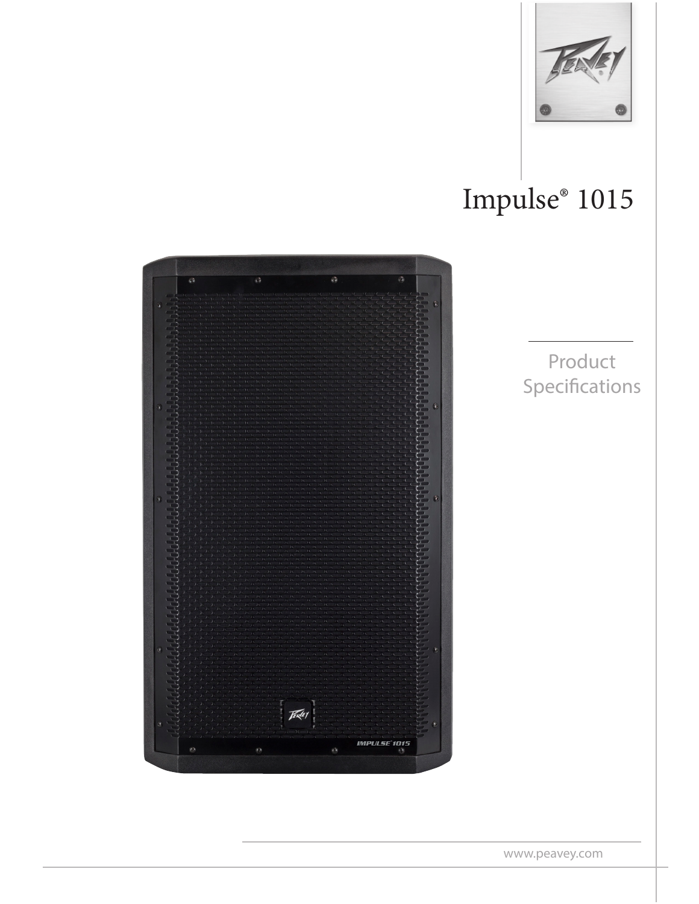# Impulse® 1015

Product Specifications

www.peavey.com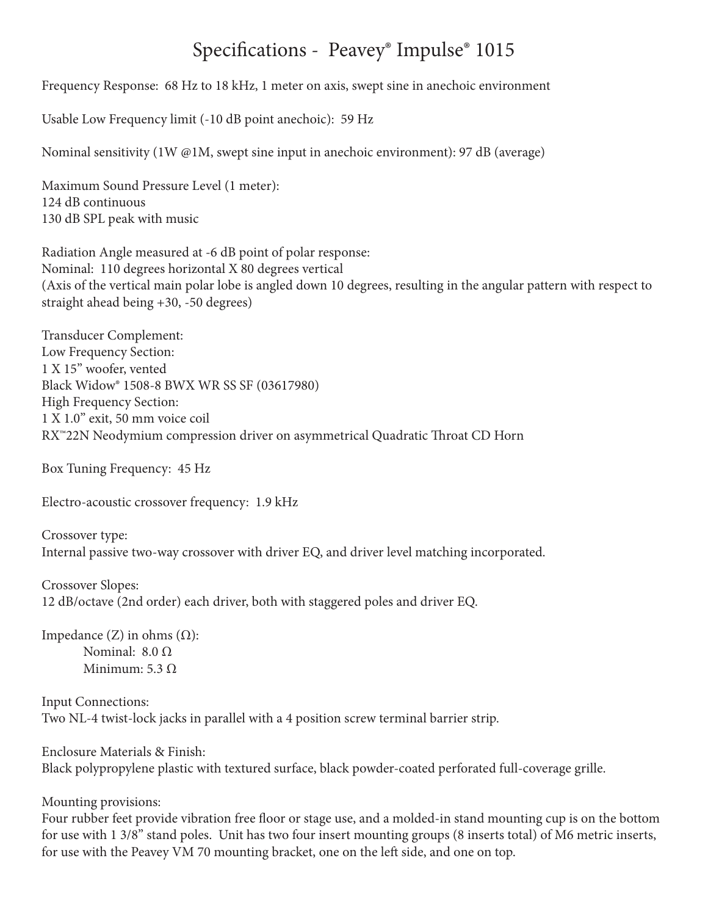# Specifications - Peavey® Impulse® 1015

Frequency Response: 68 Hz to 18 kHz, 1 meter on axis, swept sine in anechoic environment

Usable Low Frequency limit (-10 dB point anechoic): 59 Hz

Nominal sensitivity (1W @1M, swept sine input in anechoic environment): 97 dB (average)

Maximum Sound Pressure Level (1 meter):
124 dB continuous
130 dB SPL peak with music

Radiation Angle measured at -6 dB point of polar response:
Nominal: 110 degrees horizontal X 80 degrees vertical
(Axis of the vertical main polar lobe is angled down 10 degrees, resulting in the angular pattern with respect to straight ahead being +30, -50 degrees)

Transducer Complement:
Low Frequency Section:
1 X 15" woofer, vented
Black Widow® 1508-8 BWX WR SS SF (03617980)
High Frequency Section:
1 X 1.0" exit, 50 mm voice coil
RX™22N Neodymium compression driver on asymmetrical Quadratic Throat CD Horn

Box Tuning Frequency: 45 Hz

Electro-acoustic crossover frequency: 1.9 kHz

Crossover type:
Internal passive two-way crossover with driver EQ, and driver level matching incorporated.

Crossover Slopes:
12 dB/octave (2nd order) each driver, both with staggered poles and driver EQ.

Impedance (Z) in ohms (Ω):
Nominal: 8.0 Ω
Minimum: 5.3 Ω

Input Connections:
Two NL-4 twist-lock jacks in parallel with a 4 position screw terminal barrier strip.

Enclosure Materials & Finish:
Black polypropylene plastic with textured surface, black powder-coated perforated full-coverage grille.

Mounting provisions:
Four rubber feet provide vibration free floor or stage use, and a molded-in stand mounting cup is on the bottom for use with 1 3/8" stand poles. Unit has two four insert mounting groups (8 inserts total) of M6 metric inserts, for use with the Peavey VM 70 mounting bracket, one on the left side, and one on top.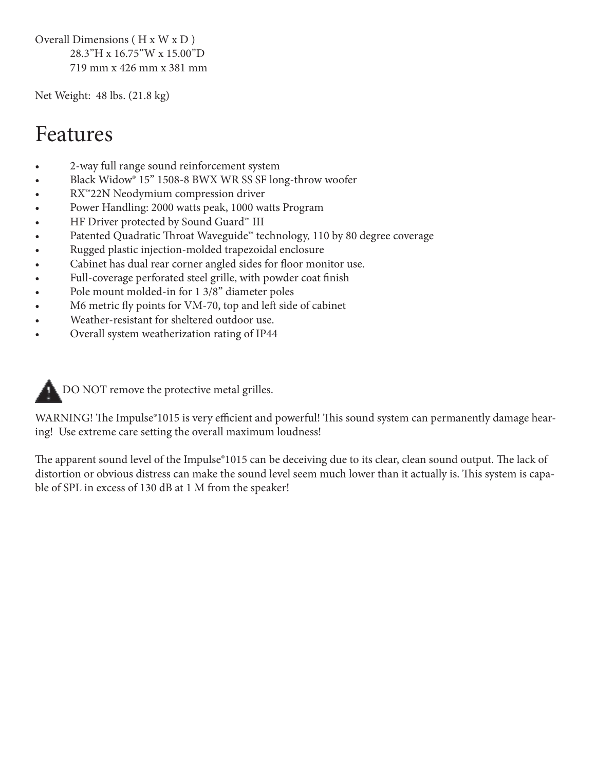Overall Dimensions ( H x W x D )

28.3"H x 16.75"W x 15.00"D

719 mm x 426 mm x 381 mm

Net Weight:  48 lbs. (21.8 kg)

# Features

- 2-way full range sound reinforcement system
- Black Widow® 15" 1508-8 BWX WR SS SF long-throw woofer
- RX™22N Neodymium compression driver
- Power Handling: 2000 watts peak, 1000 watts Program
- HF Driver protected by Sound Guard™ III
- Patented Quadratic Throat Waveguide™ technology, 110 by 80 degree coverage
- Rugged plastic injection-molded trapezoidal enclosure
- Cabinet has dual rear corner angled sides for floor monitor use.
- Full-coverage perforated steel grille, with powder coat finish
- Pole mount molded-in for 1 3/8" diameter poles
- M6 metric fly points for VM-70, top and left side of cabinet
- Weather-resistant for sheltered outdoor use.
- Overall system weatherization rating of IP44

DO NOT remove the protective metal grilles.

WARNING! The Impulse®1015 is very efficient and powerful! This sound system can permanently damage hearing!  Use extreme care setting the overall maximum loudness!

The apparent sound level of the Impulse®1015 can be deceiving due to its clear, clean sound output. The lack of distortion or obvious distress can make the sound level seem much lower than it actually is. This system is capable of SPL in excess of 130 dB at 1 M from the speaker!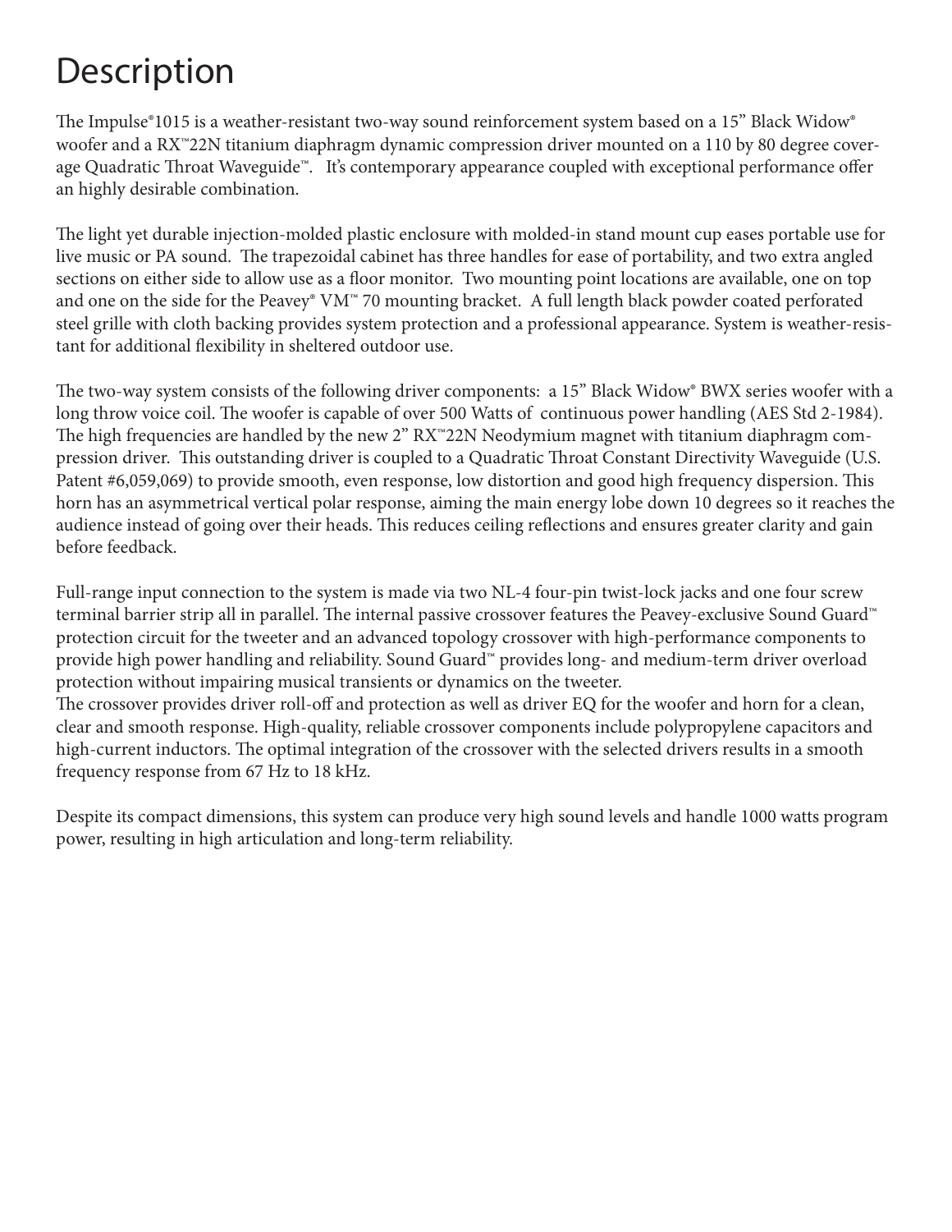# Description

The Impulse®1015 is a weather-resistant two-way sound reinforcement system based on a 15" Black Widow® woofer and a RX™22N titanium diaphragm dynamic compression driver mounted on a 110 by 80 degree coverage Quadratic Throat Waveguide™. It's contemporary appearance coupled with exceptional performance offer an highly desirable combination.

The light yet durable injection-molded plastic enclosure with molded-in stand mount cup eases portable use for live music or PA sound. The trapezoidal cabinet has three handles for ease of portability, and two extra angled sections on either side to allow use as a floor monitor. Two mounting point locations are available, one on top and one on the side for the Peavey® VM™ 70 mounting bracket. A full length black powder coated perforated steel grille with cloth backing provides system protection and a professional appearance. System is weather-resistant for additional flexibility in sheltered outdoor use.

The two-way system consists of the following driver components: a 15" Black Widow® BWX series woofer with a long throw voice coil. The woofer is capable of over 500 Watts of continuous power handling (AES Std 2-1984). The high frequencies are handled by the new 2" RX™22N Neodymium magnet with titanium diaphragm compression driver. This outstanding driver is coupled to a Quadratic Throat Constant Directivity Waveguide (U.S. Patent #6,059,069) to provide smooth, even response, low distortion and good high frequency dispersion. This horn has an asymmetrical vertical polar response, aiming the main energy lobe down 10 degrees so it reaches the audience instead of going over their heads. This reduces ceiling reflections and ensures greater clarity and gain before feedback.

Full-range input connection to the system is made via two NL-4 four-pin twist-lock jacks and one four screw terminal barrier strip all in parallel. The internal passive crossover features the Peavey-exclusive Sound Guard™ protection circuit for the tweeter and an advanced topology crossover with high-performance components to provide high power handling and reliability. Sound Guard™ provides long- and medium-term driver overload protection without impairing musical transients or dynamics on the tweeter.
The crossover provides driver roll-off and protection as well as driver EQ for the woofer and horn for a clean, clear and smooth response. High-quality, reliable crossover components include polypropylene capacitors and high-current inductors. The optimal integration of the crossover with the selected drivers results in a smooth frequency response from 67 Hz to 18 kHz.

Despite its compact dimensions, this system can produce very high sound levels and handle 1000 watts program power, resulting in high articulation and long-term reliability.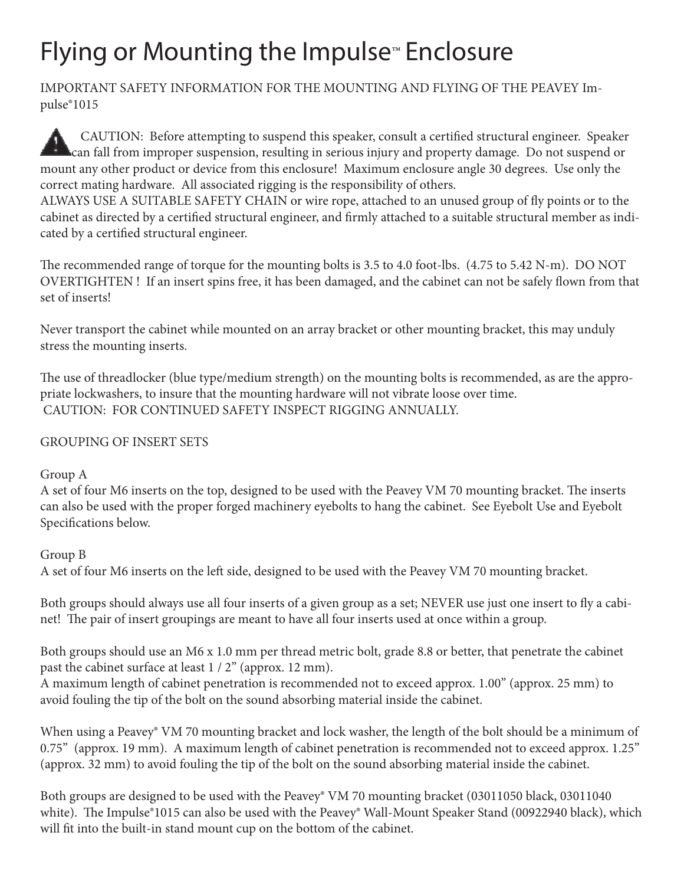# Flying or Mounting the Impulse™ Enclosure

IMPORTANT SAFETY INFORMATION FOR THE MOUNTING AND FLYING OF THE PEAVEY Impulse®1015

⚠ CAUTION: Before attempting to suspend this speaker, consult a certified structural engineer. Speaker can fall from improper suspension, resulting in serious injury and property damage. Do not suspend or mount any other product or device from this enclosure! Maximum enclosure angle 30 degrees. Use only the correct mating hardware. All associated rigging is the responsibility of others.
ALWAYS USE A SUITABLE SAFETY CHAIN or wire rope, attached to an unused group of fly points or to the cabinet as directed by a certified structural engineer, and firmly attached to a suitable structural member as indicated by a certified structural engineer.

The recommended range of torque for the mounting bolts is 3.5 to 4.0 foot-lbs. (4.75 to 5.42 N-m). DO NOT OVERTIGHTEN ! If an insert spins free, it has been damaged, and the cabinet can not be safely flown from that set of inserts!

Never transport the cabinet while mounted on an array bracket or other mounting bracket, this may unduly stress the mounting inserts.

The use of threadlocker (blue type/medium strength) on the mounting bolts is recommended, as are the appropriate lockwashers, to insure that the mounting hardware will not vibrate loose over time.
CAUTION: FOR CONTINUED SAFETY INSPECT RIGGING ANNUALLY.

GROUPING OF INSERT SETS

Group A
A set of four M6 inserts on the top, designed to be used with the Peavey VM 70 mounting bracket. The inserts can also be used with the proper forged machinery eyebolts to hang the cabinet. See Eyebolt Use and Eyebolt Specifications below.

Group B
A set of four M6 inserts on the left side, designed to be used with the Peavey VM 70 mounting bracket.

Both groups should always use all four inserts of a given group as a set; NEVER use just one insert to fly a cabinet! The pair of insert groupings are meant to have all four inserts used at once within a group.

Both groups should use an M6 x 1.0 mm per thread metric bolt, grade 8.8 or better, that penetrate the cabinet past the cabinet surface at least 1 / 2" (approx. 12 mm).
A maximum length of cabinet penetration is recommended not to exceed approx. 1.00" (approx. 25 mm) to avoid fouling the tip of the bolt on the sound absorbing material inside the cabinet.

When using a Peavey® VM 70 mounting bracket and lock washer, the length of the bolt should be a minimum of 0.75" (approx. 19 mm). A maximum length of cabinet penetration is recommended not to exceed approx. 1.25" (approx. 32 mm) to avoid fouling the tip of the bolt on the sound absorbing material inside the cabinet.

Both groups are designed to be used with the Peavey® VM 70 mounting bracket (03011050 black, 03011040 white). The Impulse®1015 can also be used with the Peavey® Wall-Mount Speaker Stand (00922940 black), which will fit into the built-in stand mount cup on the bottom of the cabinet.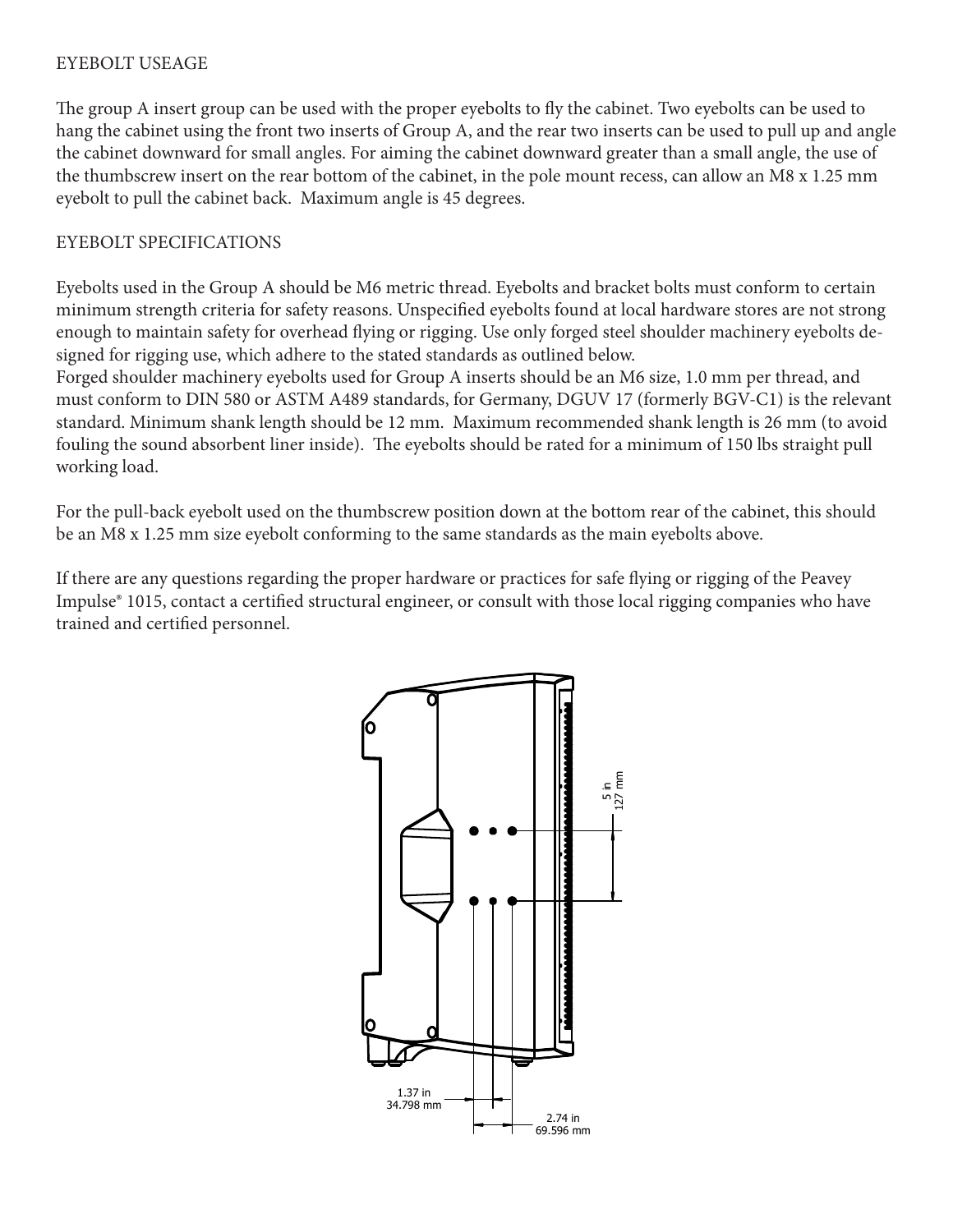## EYEBOLT USEAGE

The group A insert group can be used with the proper eyebolts to fly the cabinet. Two eyebolts can be used to hang the cabinet using the front two inserts of Group A, and the rear two inserts can be used to pull up and angle the cabinet downward for small angles. For aiming the cabinet downward greater than a small angle, the use of the thumbscrew insert on the rear bottom of the cabinet, in the pole mount recess, can allow an M8 x 1.25 mm eyebolt to pull the cabinet back. Maximum angle is 45 degrees.

## EYEBOLT SPECIFICATIONS

Eyebolts used in the Group A should be M6 metric thread. Eyebolts and bracket bolts must conform to certain minimum strength criteria for safety reasons. Unspecified eyebolts found at local hardware stores are not strong enough to maintain safety for overhead flying or rigging. Use only forged steel shoulder machinery eyebolts designed for rigging use, which adhere to the stated standards as outlined below.

Forged shoulder machinery eyebolts used for Group A inserts should be an M6 size, 1.0 mm per thread, and must conform to DIN 580 or ASTM A489 standards, for Germany, DGUV 17 (formerly BGV-C1) is the relevant standard. Minimum shank length should be 12 mm. Maximum recommended shank length is 26 mm (to avoid fouling the sound absorbent liner inside). The eyebolts should be rated for a minimum of 150 lbs straight pull working load.

For the pull-back eyebolt used on the thumbscrew position down at the bottom rear of the cabinet, this should be an M8 x 1.25 mm size eyebolt conforming to the same standards as the main eyebolts above.

If there are any questions regarding the proper hardware or practices for safe flying or rigging of the Peavey Impulse® 1015, contact a certified structural engineer, or consult with those local rigging companies who have trained and certified personnel.

5 in
127 mm

1.37 in
34.798 mm

2.74 in
69.596 mm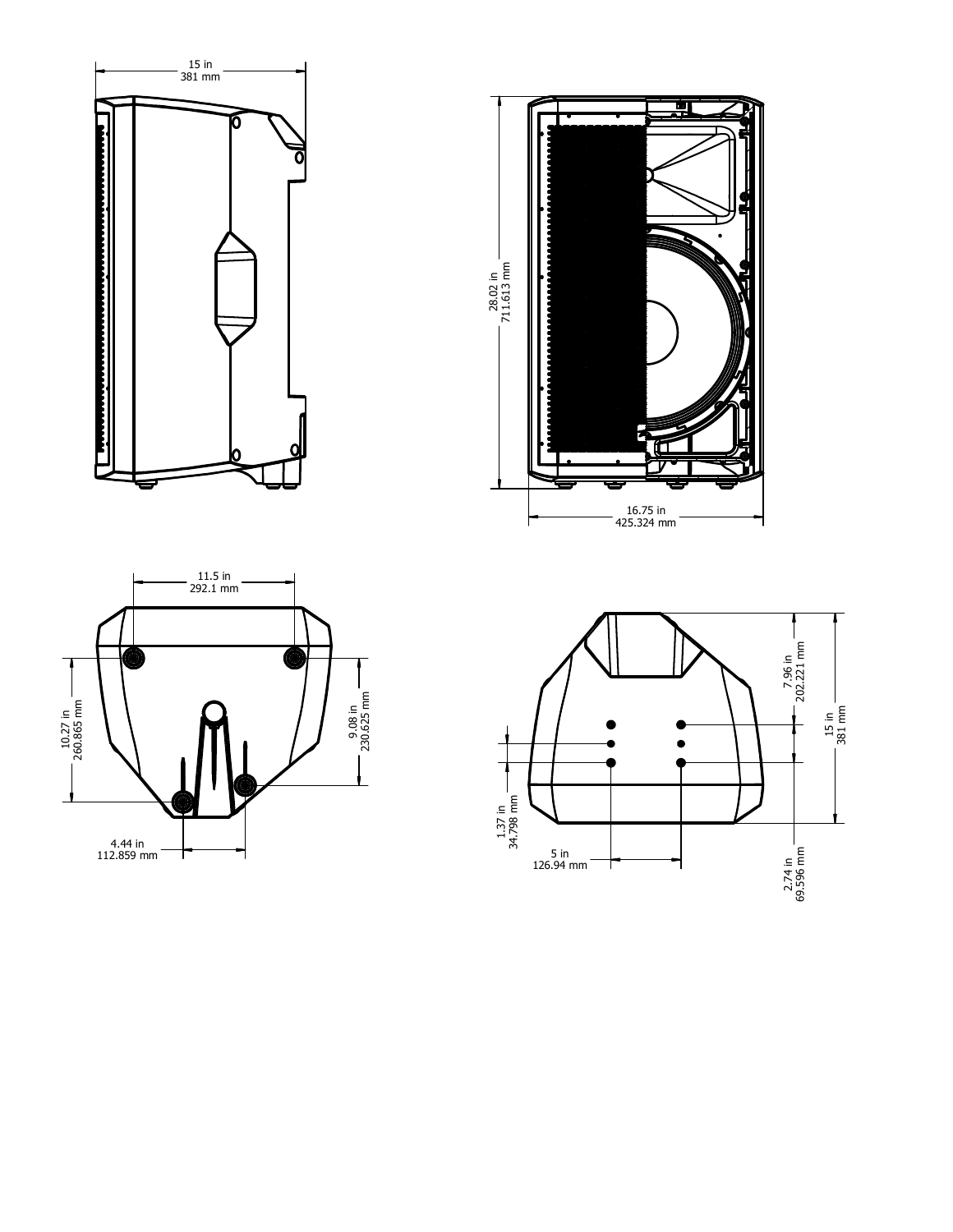15 in
381 mm

28.02 in
711.613 mm

16.75 in
425.324 mm

11.5 in
292.1 mm

10.27 in
260.865 mm

9.08 in
230.625 mm

4.44 in
112.859 mm

7.96 in
202.221 mm

15 in
381 mm

1.37 in
34.798 mm

5 in
126.94 mm

2.74 in
69.596 mm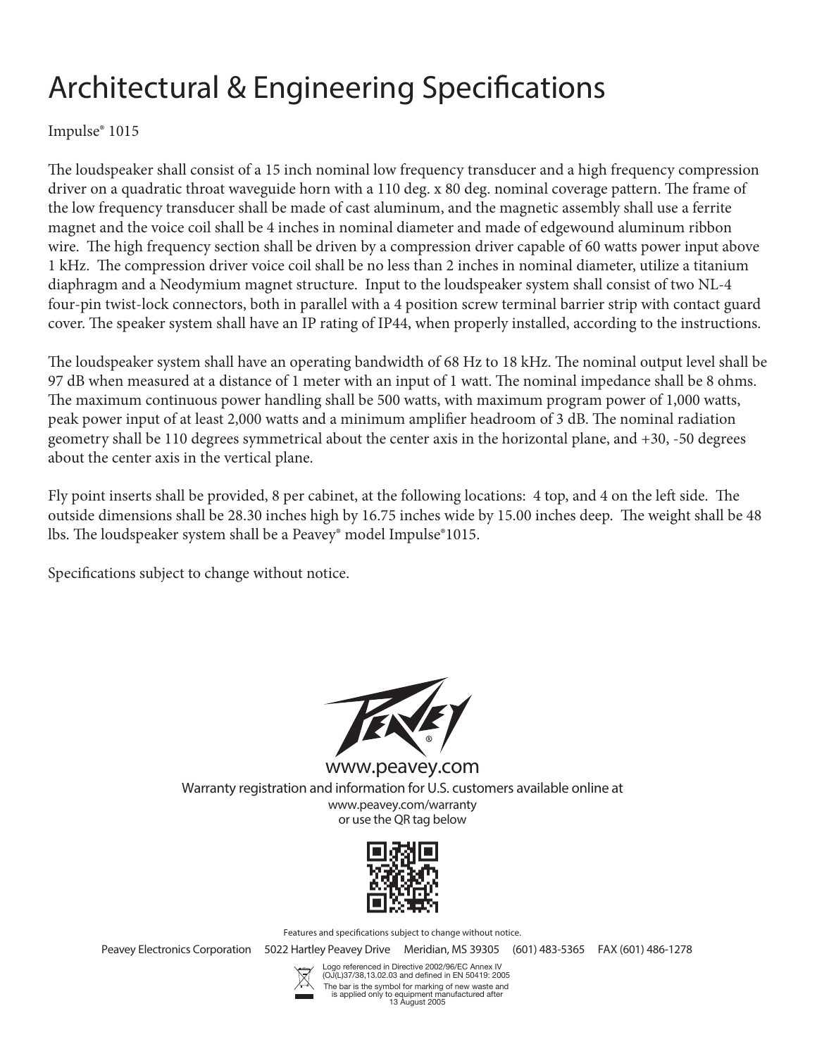# Architectural & Engineering Specifications

Impulse® 1015

The loudspeaker shall consist of a 15 inch nominal low frequency transducer and a high frequency compression driver on a quadratic throat waveguide horn with a 110 deg. x 80 deg. nominal coverage pattern. The frame of the low frequency transducer shall be made of cast aluminum, and the magnetic assembly shall use a ferrite magnet and the voice coil shall be 4 inches in nominal diameter and made of edgewound aluminum ribbon wire. The high frequency section shall be driven by a compression driver capable of 60 watts power input above 1 kHz. The compression driver voice coil shall be no less than 2 inches in nominal diameter, utilize a titanium diaphragm and a Neodymium magnet structure. Input to the loudspeaker system shall consist of two NL-4 four-pin twist-lock connectors, both in parallel with a 4 position screw terminal barrier strip with contact guard cover. The speaker system shall have an IP rating of IP44, when properly installed, according to the instructions.

The loudspeaker system shall have an operating bandwidth of 68 Hz to 18 kHz. The nominal output level shall be 97 dB when measured at a distance of 1 meter with an input of 1 watt. The nominal impedance shall be 8 ohms. The maximum continuous power handling shall be 500 watts, with maximum program power of 1,000 watts, peak power input of at least 2,000 watts and a minimum amplifier headroom of 3 dB. The nominal radiation geometry shall be 110 degrees symmetrical about the center axis in the horizontal plane, and +30, -50 degrees about the center axis in the vertical plane.

Fly point inserts shall be provided, 8 per cabinet, at the following locations: 4 top, and 4 on the left side. The outside dimensions shall be 28.30 inches high by 16.75 inches wide by 15.00 inches deep. The weight shall be 48 lbs. The loudspeaker system shall be a Peavey® model Impulse®1015.

Specifications subject to change without notice.

www.peavey.com

Warranty registration and information for U.S. customers available online at
www.peavey.com/warranty
or use the QR tag below

Features and specifications subject to change without notice.

Peavey Electronics Corporation 5022 Hartley Peavey Drive Meridian, MS 39305 (601) 483-5365 FAX (601) 486-1278

Logo referenced in Directive 2002/96/EC Annex IV (OJ(L)37/38,13.02.03 and defined in EN 50419: 2005
The bar is the symbol for marking of new waste and is applied only to equipment manufactured after 13 August 2005